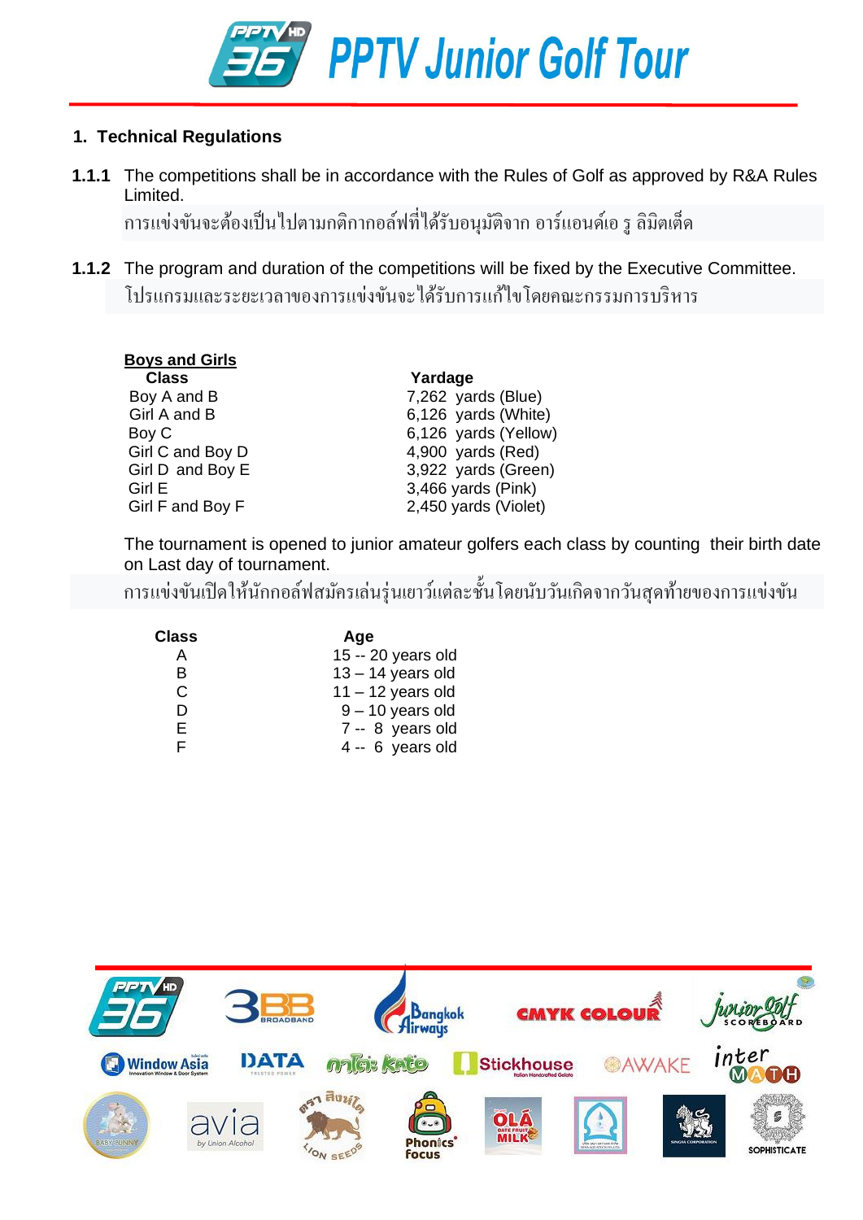# PPTV Junior Golf Tour

## 1. Technical Regulations

**1.1.1** The competitions shall be in accordance with the Rules of Golf as approved by R&A Rules Limited.

การแข่งขันจะต้องเป็นไปตามกติกากอล์ฟที่ได้รับอนุมัติจาก อาร์แอนด์เอ รู ลิมิตเต็ด

**1.1.2** The program and duration of the competitions will be fixed by the Executive Committee.

โปรแกรมและระยะเวลาของการแข่งขันจะได้รับการแก้ไขโดยคณะกรรมการบริหาร

**Boys and Girls**

| Class | Yardage |
|---|---|
| Boy A and B | 7,262 yards (Blue) |
| Girl A and B | 6,126 yards (White) |
| Boy C | 6,126 yards (Yellow) |
| Girl C and Boy D | 4,900 yards (Red) |
| Girl D and Boy E | 3,922 yards (Green) |
| Girl E | 3,466 yards (Pink) |
| Girl F and Boy F | 2,450 yards (Violet) |

The tournament is opened to junior amateur golfers each class by counting their birth date on Last day of tournament.

การแข่งขันเปิดให้นักกอล์ฟสมัครเล่นรุ่นเยาว์แต่ละชั้นโดยนับวันเกิดจากวันสุดท้ายของการแข่งขัน

| Class | Age |
|---|---|
| A | 15 -- 20 years old |
| B | 13 – 14 years old |
| C | 11 – 12 years old |
| D | 9 – 10 years old |
| E | 7 -- 8 years old |
| F | 4 -- 6 years old |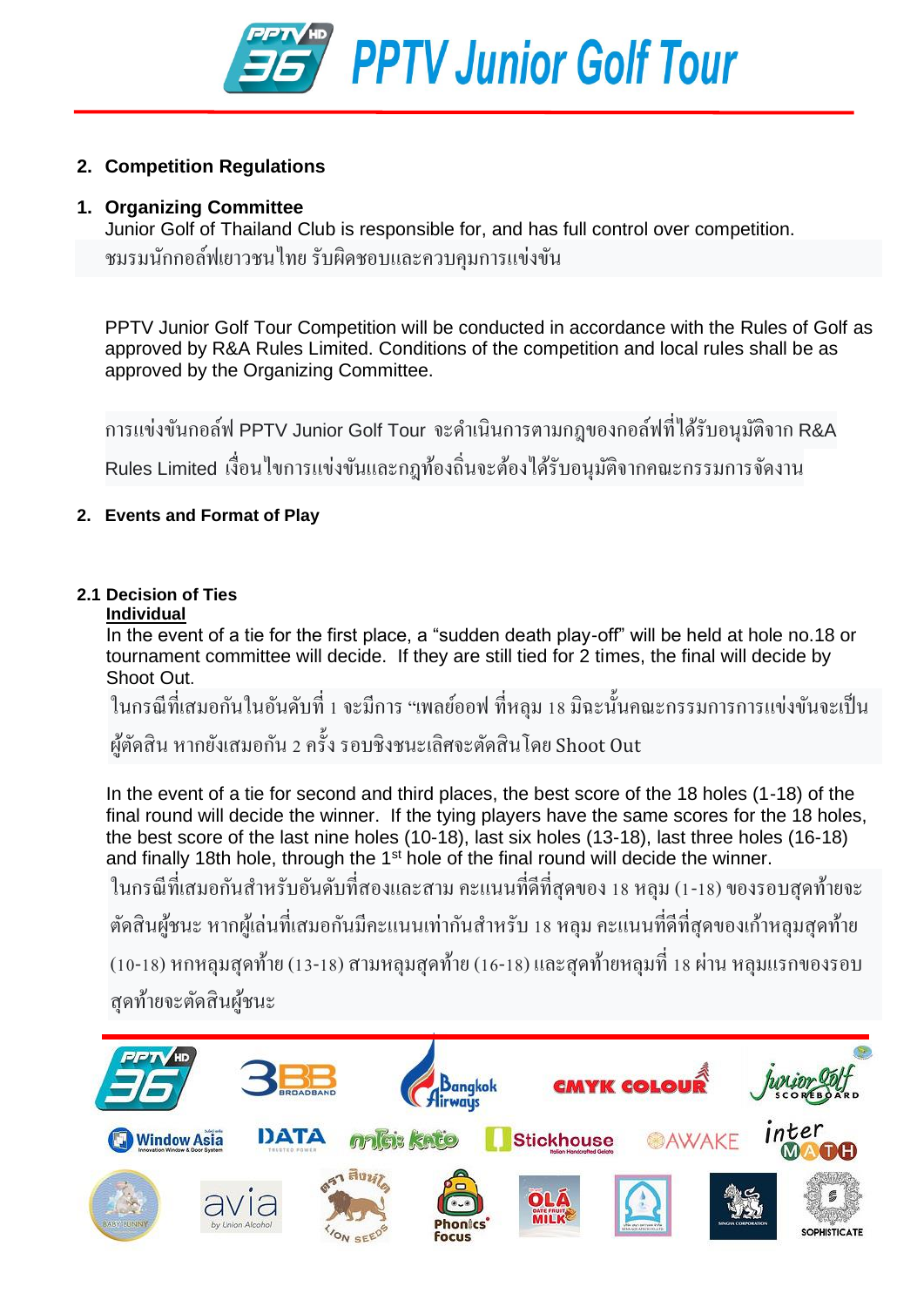## 2. Competition Regulations

### 1. Organizing Committee

Junior Golf of Thailand Club is responsible for, and has full control over competition.

ชมรมนักกอล์ฟเยาวชนไทย รับผิดชอบและควบคุมการแข่งขัน

PPTV Junior Golf Tour Competition will be conducted in accordance with the Rules of Golf as approved by R&A Rules Limited. Conditions of the competition and local rules shall be as approved by the Organizing Committee.

การแข่งขันกอล์ฟ PPTV Junior Golf Tour จะดำเนินการตามกฎของกอล์ฟที่ได้รับอนุมัติจาก R&A Rules Limited เงื่อนไขการแข่งขันและกฎท้องถิ่นจะต้องได้รับอนุมัติจากคณะกรรมการจัดงาน

### 2. Events and Format of Play

#### 2.1 Decision of Ties

**Individual**

In the event of a tie for the first place, a “sudden death play-off” will be held at hole no.18 or tournament committee will decide. If they are still tied for 2 times, the final will decide by Shoot Out.

ในกรณีที่เสมอกันในอันดับที่ 1 จะมีการ “เพลย์ออฟ ที่หลุม 18 มิฉะนั้นคณะกรรมการการแข่งขันจะเป็นผู้ตัดสิน หากยังเสมอกัน 2 ครั้ง รอบชิงชนะเลิศจะตัดสินโดย Shoot Out

In the event of a tie for second and third places, the best score of the 18 holes (1-18) of the final round will decide the winner. If the tying players have the same scores for the 18 holes, the best score of the last nine holes (10-18), last six holes (13-18), last three holes (16-18) and finally 18th hole, through the 1st hole of the final round will decide the winner.

ในกรณีที่เสมอกันสำหรับอันดับที่สองและสาม คะแนนที่ดีที่สุดของ 18 หลุม (1-18) ของรอบสุดท้ายจะตัดสินผู้ชนะ หากผู้เล่นที่เสมอกันมีคะแนนเท่ากันสำหรับ 18 หลุม คะแนนที่ดีที่สุดของเก้าหลุมสุดท้าย (10-18) หกหลุมสุดท้าย (13-18) สามหลุมสุดท้าย (16-18) และสุดท้ายหลุมที่ 18 ผ่าน หลุมแรกของรอบสุดท้ายจะตัดสินผู้ชนะ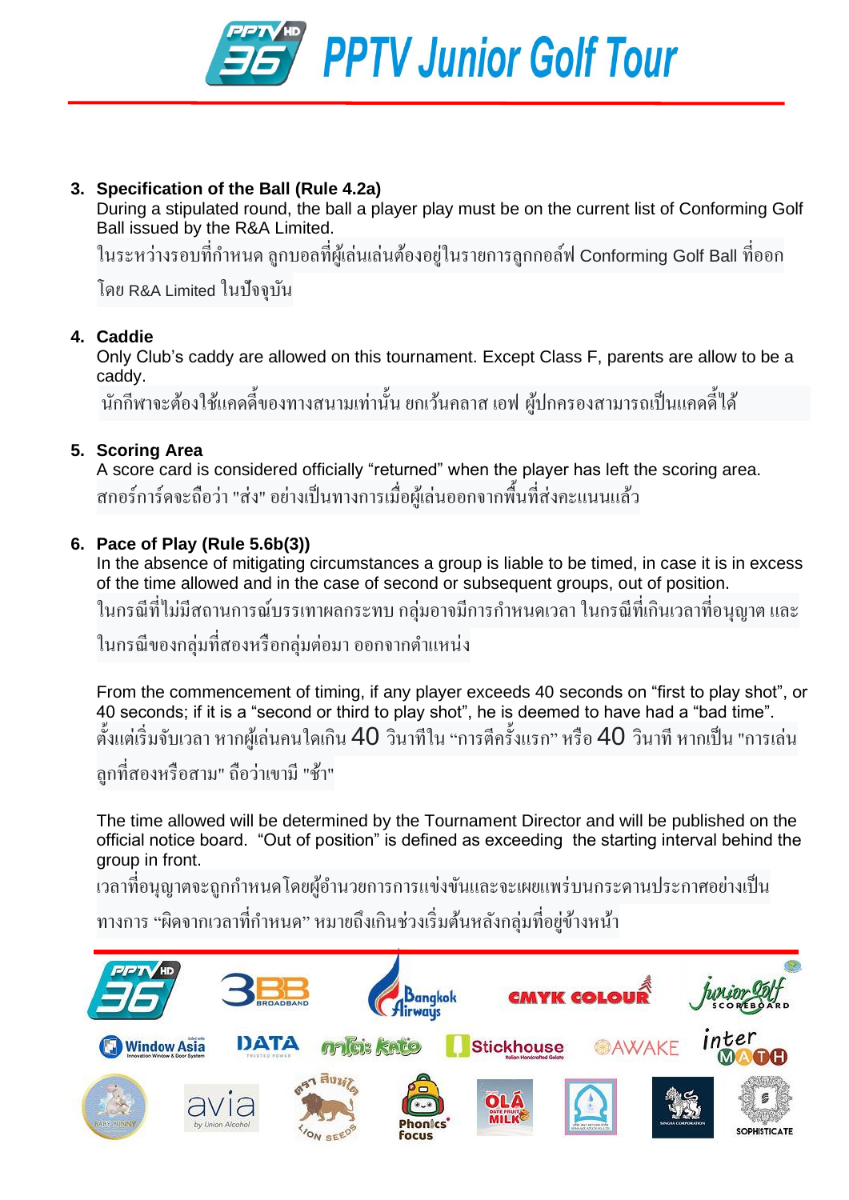3. **Specification of the Ball (Rule 4.2a)**
   During a stipulated round, the ball a player play must be on the current list of Conforming Golf Ball issued by the R&A Limited.
   ในระหว่างรอบที่กำหนด ลูกบอลที่ผู้เล่นเล่นต้องอยู่ในรายการลูกกอล์ฟ Conforming Golf Ball ที่ออกโดย R&A Limited ในปัจจุบัน

4. **Caddie**
   Only Club's caddy are allowed on this tournament. Except Class F, parents are allow to be a caddy.
   นักกีฬาจะต้องใช้แคดดี้ของทางสนามเท่านั้น ยกเว้นคลาส เอฟ ผู้ปกครองสามารถเป็นแคดดี้ได้

5. **Scoring Area**
   A score card is considered officially "returned" when the player has left the scoring area.
   สกอร์การ์ดจะถือว่า "ส่ง" อย่างเป็นทางการเมื่อผู้เล่นออกจากพื้นที่ส่งคะแนนแล้ว

6. **Pace of Play (Rule 5.6b(3))**
   In the absence of mitigating circumstances a group is liable to be timed, in case it is in excess of the time allowed and in the case of second or subsequent groups, out of position.
   ในกรณีที่ไม่มีสถานการณ์บรรเทาผลกระทบ กลุ่มอาจมีการกำหนดเวลา ในกรณีที่เกินเวลาที่อนุญาต และในกรณีของกลุ่มที่สองหรือกลุ่มต่อมา ออกจากตำแหน่ง

   From the commencement of timing, if any player exceeds 40 seconds on "first to play shot", or 40 seconds; if it is a "second or third to play shot", he is deemed to have had a "bad time".
   ตั้งแต่เริ่มจับเวลา หากผู้เล่นคนใดเกิน 40 วินาทีใน "การตีครั้งแรก" หรือ 40 วินาที หากเป็น "การเล่นลูกที่สองหรือสาม" ถือว่าเขามี "ช้า"

   The time allowed will be determined by the Tournament Director and will be published on the official notice board. "Out of position" is defined as exceeding the starting interval behind the group in front.
   เวลาที่อนุญาตจะถูกกำหนดโดยผู้อำนวยการการแข่งขันและจะเผยแพร่บนกระดานประกาศอย่างเป็นทางการ "ผิดจากเวลาที่กำหนด" หมายถึงเกินช่วงเริ่มต้นหลังกลุ่มที่อยู่ข้างหน้า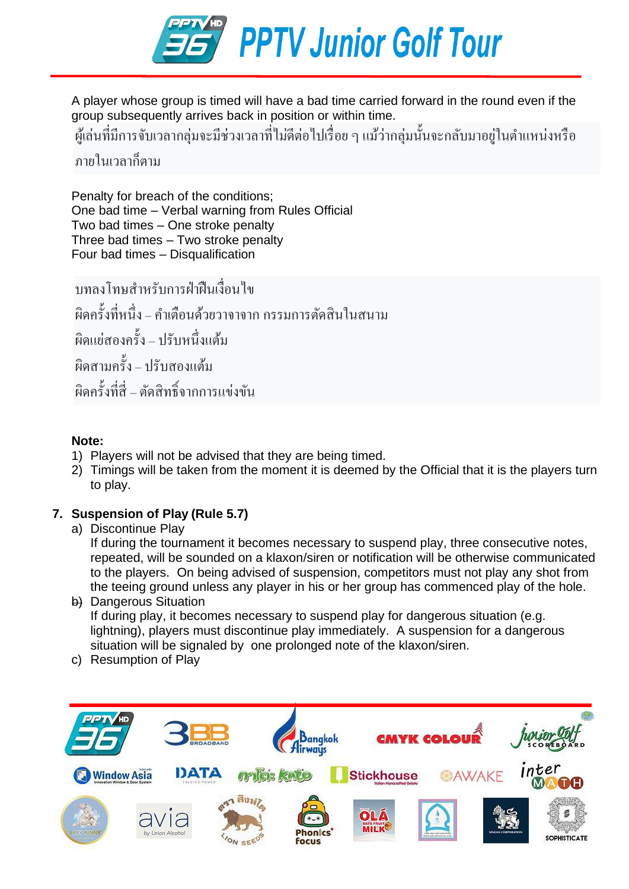A player whose group is timed will have a bad time carried forward in the round even if the group subsequently arrives back in position or within time.

ผู้เล่นที่มีการจับเวลากลุ่มจะมีช่วงเวลาที่ไม่ดีต่อไปเรื่อย ๆ แม้ว่ากลุ่มนั้นจะกลับมาอยู่ในตำแหน่งหรือภายในเวลาก็ตาม

Penalty for breach of the conditions;
One bad time – Verbal warning from Rules Official
Two bad times – One stroke penalty
Three bad times – Two stroke penalty
Four bad times – Disqualification

บทลงโทษสำหรับการฝ่าฝืนเงื่อนไข
ผิดครั้งที่หนึ่ง – คำเตือนด้วยวาจาจาก กรรมการตัดสินในสนาม
ผิดแย่สองครั้ง – ปรับหนึ่งแต้ม
ผิดสามครั้ง – ปรับสองแต้ม
ผิดครั้งที่สี่ – ตัดสิทธิ์จากการแข่งขัน

**Note:**

1) Players will not be advised that they are being timed.
2) Timings will be taken from the moment it is deemed by the Official that it is the players turn to play.

## 7. Suspension of Play (Rule 5.7)

a) Discontinue Play
   If during the tournament it becomes necessary to suspend play, three consecutive notes, repeated, will be sounded on a klaxon/siren or notification will be otherwise communicated to the players. On being advised of suspension, competitors must not play any shot from the teeing ground unless any player in his or her group has commenced play of the hole.

b) Dangerous Situation
   If during play, it becomes necessary to suspend play for dangerous situation (e.g. lightning), players must discontinue play immediately. A suspension for a dangerous situation will be signaled by one prolonged note of the klaxon/siren.

c) Resumption of Play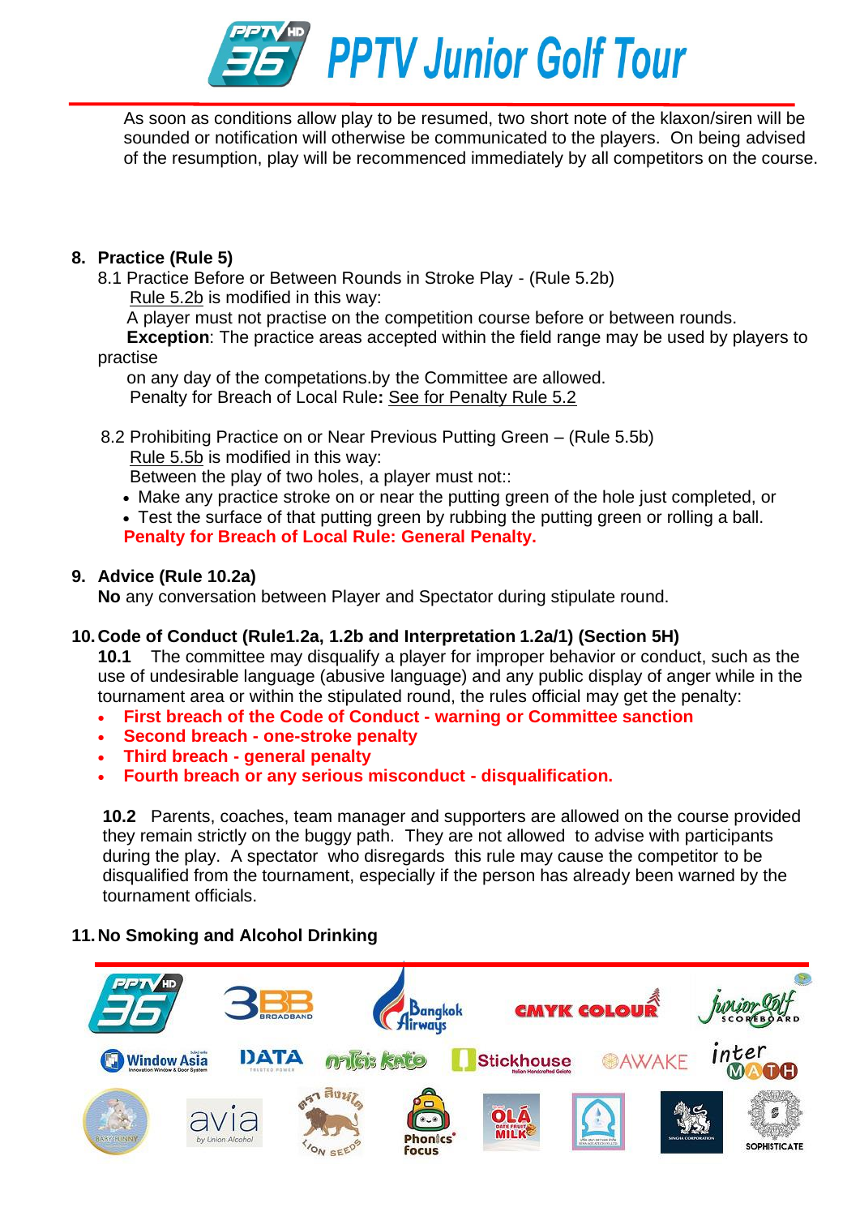As soon as conditions allow play to be resumed, two short note of the klaxon/siren will be sounded or notification will otherwise be communicated to the players. On being advised of the resumption, play will be recommenced immediately by all competitors on the course.

## 8. Practice (Rule 5)

8.1 Practice Before or Between Rounds in Stroke Play - (Rule 5.2b)

Rule 5.2b is modified in this way:

A player must not practise on the competition course before or between rounds.

**Exception**: The practice areas accepted within the field range may be used by players to practise on any day of the competations.by the Committee are allowed.

Penalty for Breach of Local Rule**:** See for Penalty Rule 5.2

8.2 Prohibiting Practice on or Near Previous Putting Green – (Rule 5.5b)

Rule 5.5b is modified in this way:

Between the play of two holes, a player must not::

- Make any practice stroke on or near the putting green of the hole just completed, or
- Test the surface of that putting green by rubbing the putting green or rolling a ball.

**Penalty for Breach of Local Rule: General Penalty.**

## 9. Advice (Rule 10.2a)

**No** any conversation between Player and Spectator during stipulate round.

## 10. Code of Conduct (Rule1.2a, 1.2b and Interpretation 1.2a/1) (Section 5H)

**10.1** The committee may disqualify a player for improper behavior or conduct, such as the use of undesirable language (abusive language) and any public display of anger while in the tournament area or within the stipulated round, the rules official may get the penalty:

- **First breach of the Code of Conduct - warning or Committee sanction**
- **Second breach - one-stroke penalty**
- **Third breach - general penalty**
- **Fourth breach or any serious misconduct - disqualification.**

**10.2** Parents, coaches, team manager and supporters are allowed on the course provided they remain strictly on the buggy path. They are not allowed to advise with participants during the play. A spectator who disregards this rule may cause the competitor to be disqualified from the tournament, especially if the person has already been warned by the tournament officials.

## 11. No Smoking and Alcohol Drinking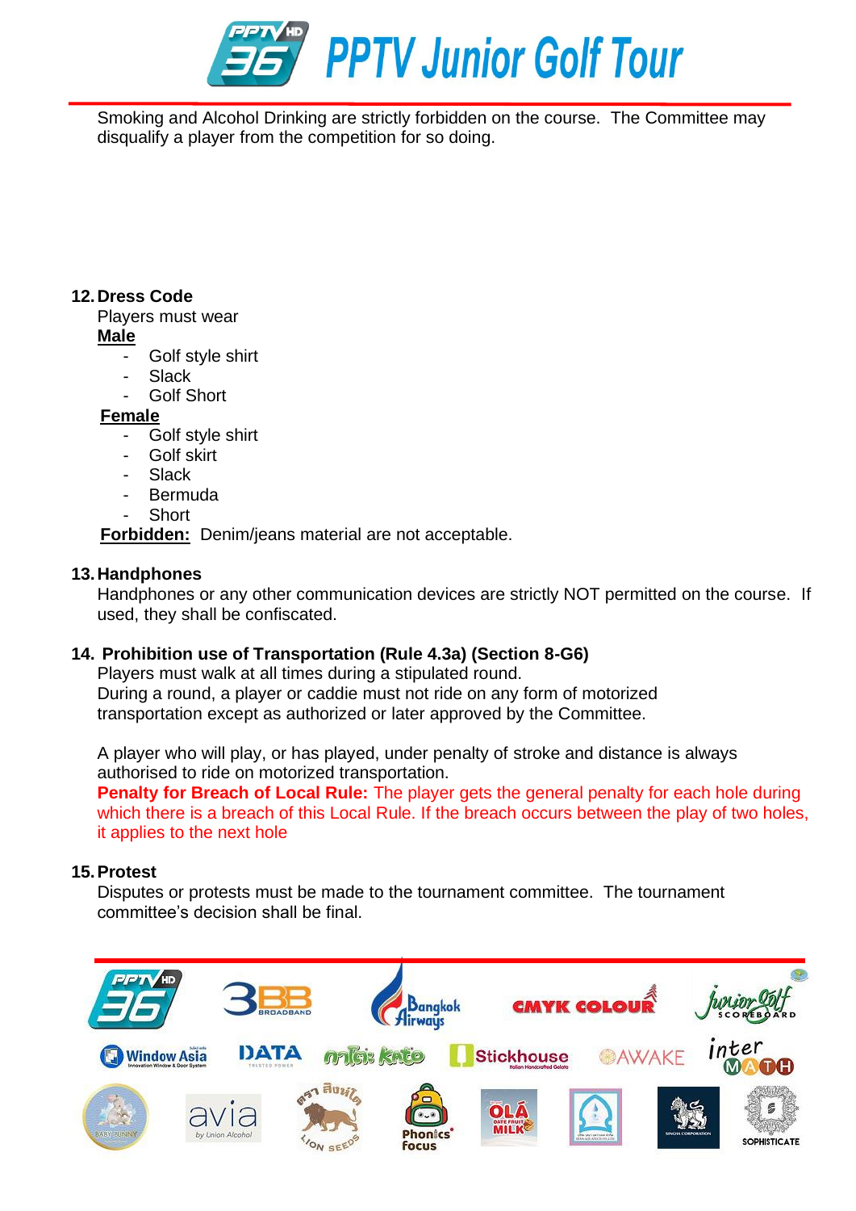Smoking and Alcohol Drinking are strictly forbidden on the course. The Committee may disqualify a player from the competition for so doing.

## 12. Dress Code

Players must wear

**Male**

- Golf style shirt
- Slack
- Golf Short

**Female**

- Golf style shirt
- Golf skirt
- Slack
- Bermuda
- Short

**Forbidden:** Denim/jeans material are not acceptable.

## 13. Handphones

Handphones or any other communication devices are strictly NOT permitted on the course. If used, they shall be confiscated.

## 14. Prohibition use of Transportation (Rule 4.3a) (Section 8-G6)

Players must walk at all times during a stipulated round.
During a round, a player or caddie must not ride on any form of motorized transportation except as authorized or later approved by the Committee.

A player who will play, or has played, under penalty of stroke and distance is always authorised to ride on motorized transportation.

**Penalty for Breach of Local Rule:** The player gets the general penalty for each hole during which there is a breach of this Local Rule. If the breach occurs between the play of two holes, it applies to the next hole

## 15. Protest

Disputes or protests must be made to the tournament committee. The tournament committee's decision shall be final.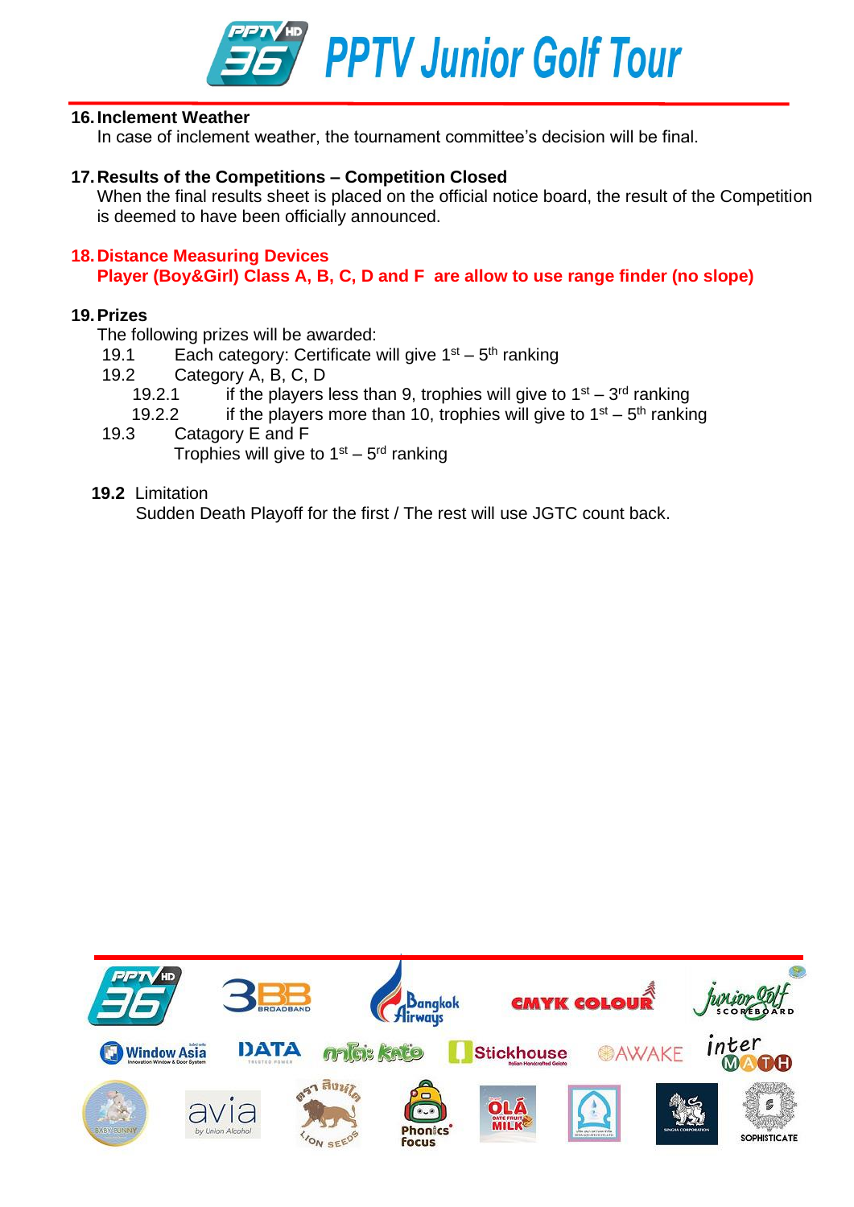**16. Inclement Weather**

In case of inclement weather, the tournament committee's decision will be final.

**17. Results of the Competitions – Competition Closed**

When the final results sheet is placed on the official notice board, the result of the Competition is deemed to have been officially announced.

**18. Distance Measuring Devices**

**Player (Boy&Girl) Class A, B, C, D and F are allow to use range finder (no slope)**

**19. Prizes**

The following prizes will be awarded:

19.1 Each category: Certificate will give 1st – 5th ranking

19.2 Category A, B, C, D

- 19.2.1 if the players less than 9, trophies will give to 1st – 3rd ranking
- 19.2.2 if the players more than 10, trophies will give to 1st – 5th ranking

19.3 Catagory E and F

Trophies will give to 1st – 5rd ranking

**19.2** Limitation

Sudden Death Playoff for the first / The rest will use JGTC count back.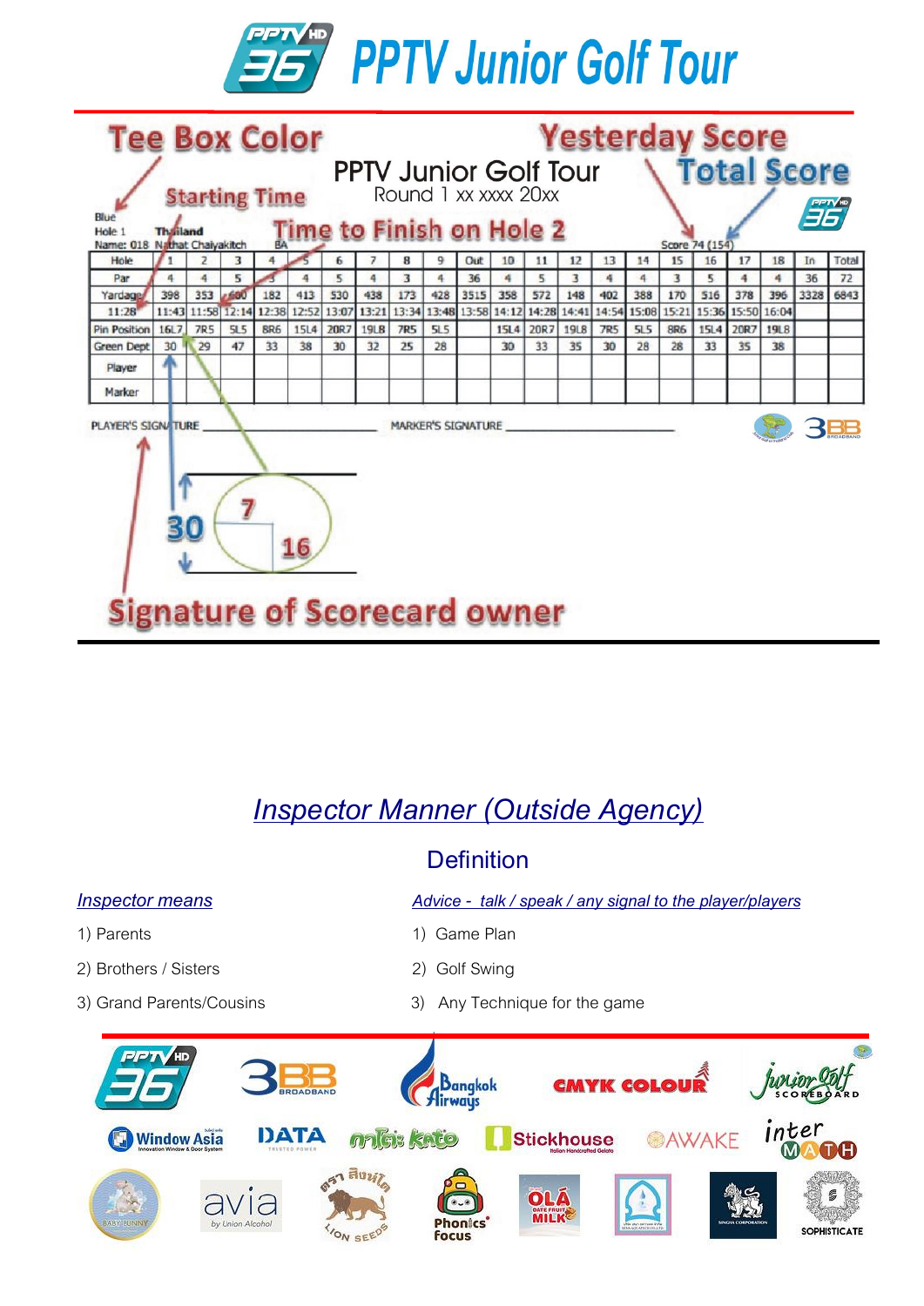# PPTV Junior Golf Tour

**Tee Box Color** — **Starting Time** — **Time to Finish on Hole 2** — **Yesterday Score** — **Total Score**

PPTV Junior Golf Tour
Round 1 xx xxxx 20xx

Blue
Hole 1 Thailand
Name: 018 Nathat Chaiyakitch BA Score 74 (154)

| Hole | 1 | 2 | 3 | 4 | 5 | 6 | 7 | 8 | 9 | Out | 10 | 11 | 12 | 13 | 14 | 15 | 16 | 17 | 18 | In | Total |
|---|---|---|---|---|---|---|---|---|---|---|---|---|---|---|---|---|---|---|---|---|---|
| Par | 4 | 4 | 5 | 3 | 4 | 5 | 4 | 3 | 4 | 36 | 4 | 5 | 3 | 4 | 4 | 3 | 5 | 4 | 4 | 36 | 72 |
| Yardage | 398 | 353 | 600 | 182 | 413 | 530 | 438 | 173 | 428 | 3515 | 358 | 572 | 148 | 402 | 388 | 170 | 516 | 378 | 396 | 3328 | 6843 |
| 11:28 | 11:43 | 11:58 | 12:14 | 12:38 | 12:52 | 13:07 | 13:21 | 13:34 | 13:48 | 13:58 | 14:12 | 14:28 | 14:41 | 14:54 | 15:08 | 15:21 | 15:36 | 15:50 | 16:04 | | |
| Pin Position | 16L7 | 7R5 | 5L5 | 8R6 | 15L4 | 20R7 | 19L8 | 7R5 | 5L5 | | 15L4 | 20R7 | 19L8 | 7R5 | 5L5 | 8R6 | 15L4 | 20R7 | 19L8 | | |
| Green Dept | 30 | 29 | 47 | 33 | 38 | 30 | 32 | 25 | 28 | | 30 | 33 | 35 | 30 | 28 | 28 | 33 | 35 | 38 | | |
| Player | | | | | | | | | | | | | | | | | | | | | |
| Marker | | | | | | | | | | | | | | | | | | | | | |

PLAYER'S SIGNATURE ____________ MARKER'S SIGNATURE ____________

30 7 16

**Signature of Scorecard owner**

## *Inspector Manner (Outside Agency)*

### Definition

*Inspector means*

1) Parents
2) Brothers / Sisters
3) Grand Parents/Cousins

*Advice - talk / speak / any signal to the player/players*

1) Game Plan
2) Golf Swing
3) Any Technique for the game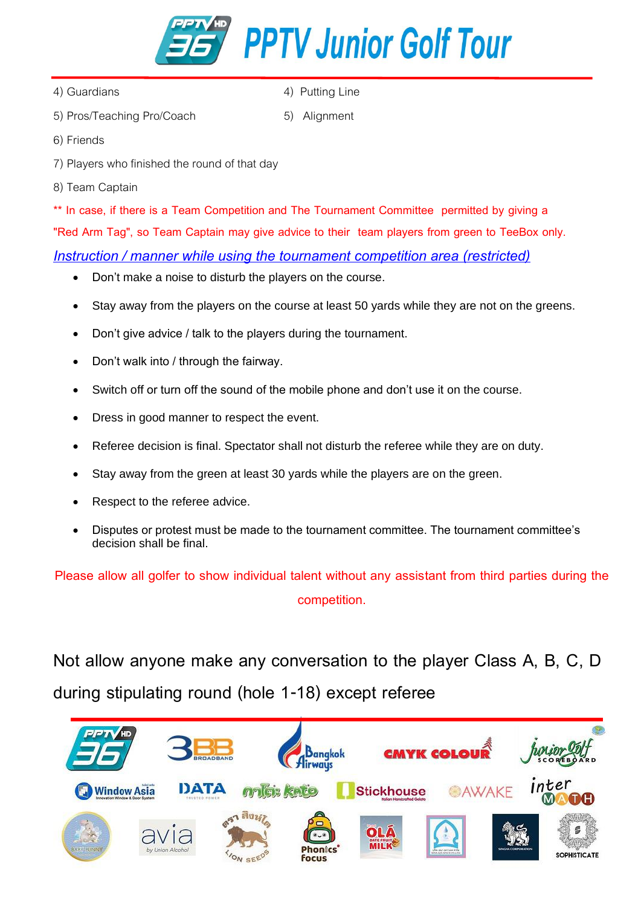# PPTV Junior Golf Tour

4) Guardians

5) Pros/Teaching Pro/Coach

6) Friends

7) Players who finished the round of that day

8) Team Captain

4) Putting Line

5) Alignment

** In case, if there is a Team Competition and The Tournament Committee permitted by giving a "Red Arm Tag", so Team Captain may give advice to their team players from green to TeeBox only.

***Instruction / manner while using the tournament competition area (restricted)***

- Don't make a noise to disturb the players on the course.
- Stay away from the players on the course at least 50 yards while they are not on the greens.
- Don't give advice / talk to the players during the tournament.
- Don't walk into / through the fairway.
- Switch off or turn off the sound of the mobile phone and don't use it on the course.
- Dress in good manner to respect the event.
- Referee decision is final. Spectator shall not disturb the referee while they are on duty.
- Stay away from the green at least 30 yards while the players are on the green.
- Respect to the referee advice.
- Disputes or protest must be made to the tournament committee. The tournament committee's decision shall be final.

Please allow all golfer to show individual talent without any assistant from third parties during the competition.

Not allow anyone make any conversation to the player Class A, B, C, D during stipulating round (hole 1-18) except referee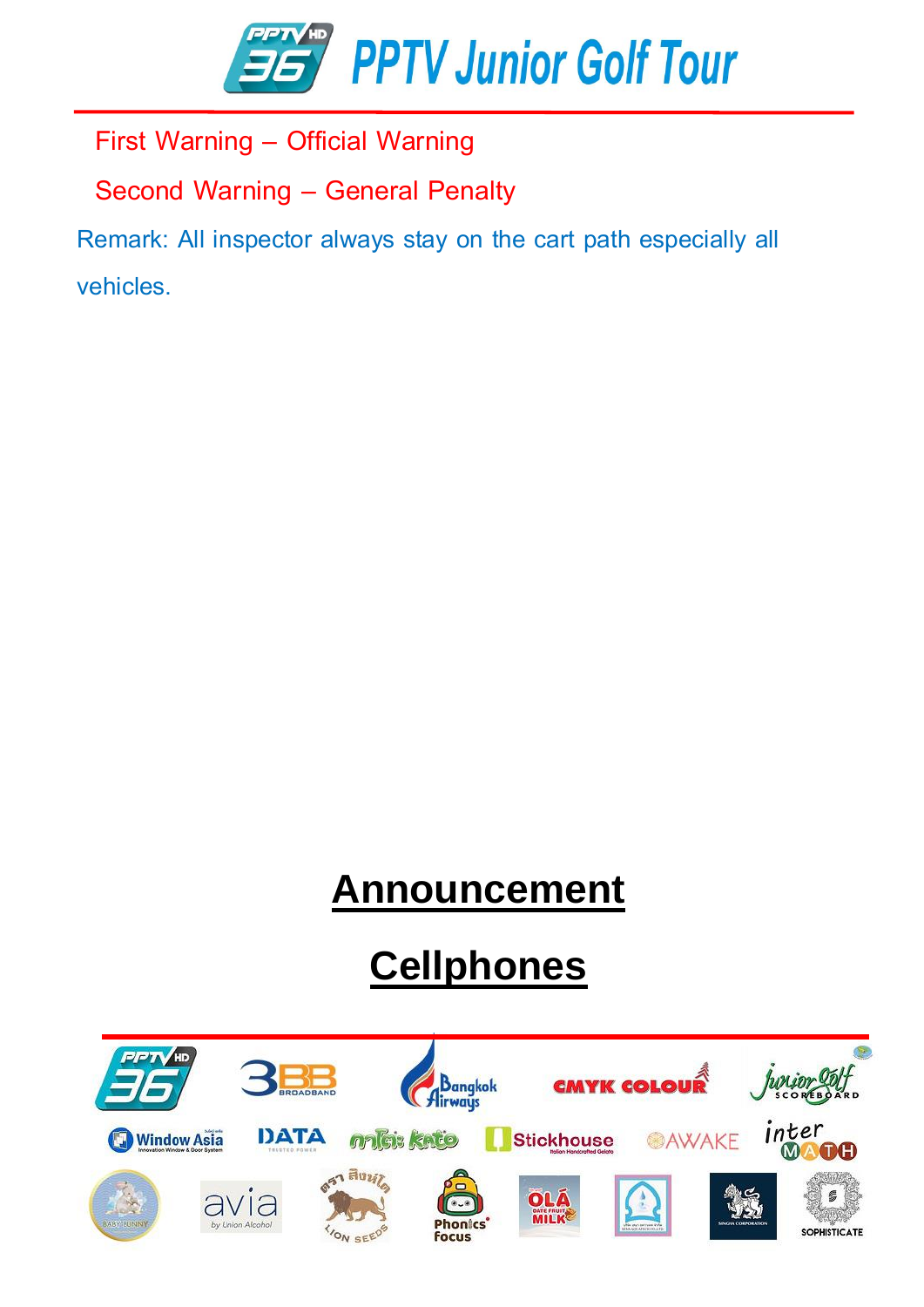First Warning – Official Warning

Second Warning – General Penalty

Remark: All inspector always stay on the cart path especially all vehicles.

## **Announcement**

## **Cellphones**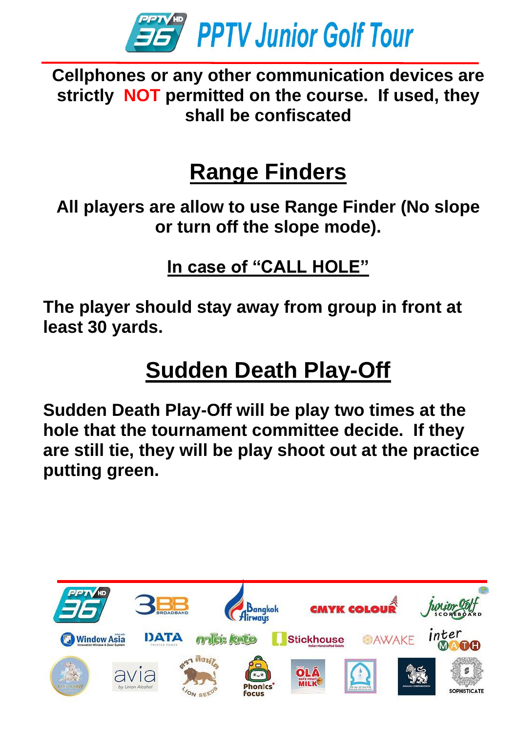# PPTV Junior Golf Tour

**Cellphones or any other communication devices are strictly NOT permitted on the course. If used, they shall be confiscated**

## Range Finders

**All players are allow to use Range Finder (No slope or turn off the slope mode).**

### In case of "CALL HOLE"

**The player should stay away from group in front at least 30 yards.**

## Sudden Death Play-Off

**Sudden Death Play-Off will be play two times at the hole that the tournament committee decide. If they are still tie, they will be play shoot out at the practice putting green.**